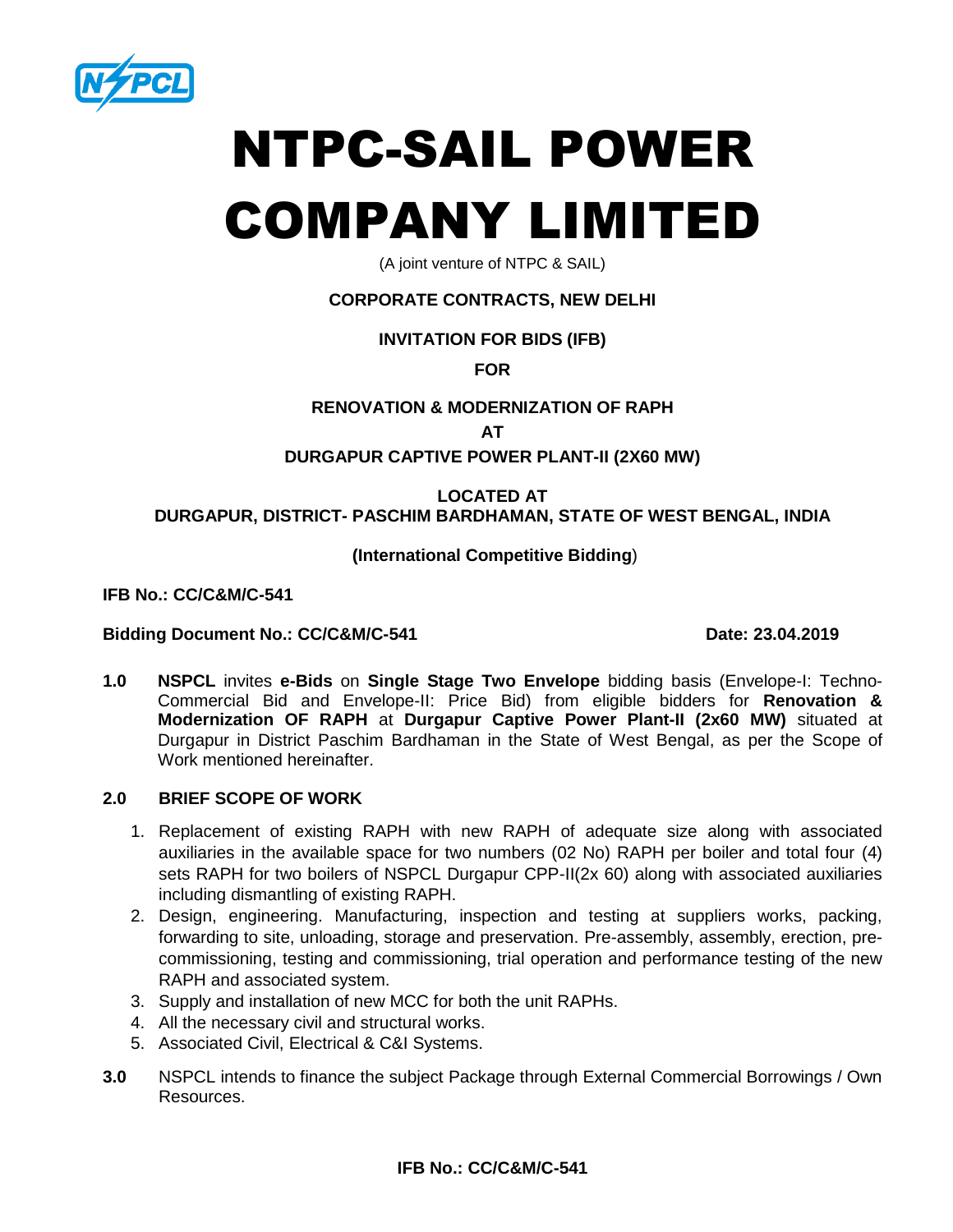# NTPC-SAIL POWER COMPANY LIMITED

(A joint venture of NTPC & SAIL)

**CORPORATE CONTRACTS, NEW DELHI**

**INVITATION FOR BIDS (IFB)**

**FOR**

**RENOVATION & MODERNIZATION OF RAPH**

**AT**

**DURGAPUR CAPTIVE POWER PLANT-II (2X60 MW)**

**LOCATED AT**
**DURGAPUR, DISTRICT- PASCHIM BARDHAMAN, STATE OF WEST BENGAL, INDIA**

**(International Competitive Bidding**)

**IFB No.: CC/C&M/C-541**

**Bidding Document No.: CC/C&M/C-541** **Date: 23.04.2019**

**1.0** **NSPCL** invites **e-Bids** on **Single Stage Two Envelope** bidding basis (Envelope-I: Techno-Commercial Bid and Envelope-II: Price Bid) from eligible bidders for **Renovation & Modernization OF RAPH** at **Durgapur Captive Power Plant-II (2x60 MW)** situated at Durgapur in District Paschim Bardhaman in the State of West Bengal, as per the Scope of Work mentioned hereinafter.

**2.0 BRIEF SCOPE OF WORK**

1. Replacement of existing RAPH with new RAPH of adequate size along with associated auxiliaries in the available space for two numbers (02 No) RAPH per boiler and total four (4) sets RAPH for two boilers of NSPCL Durgapur CPP-II(2x 60) along with associated auxiliaries including dismantling of existing RAPH.
2. Design, engineering. Manufacturing, inspection and testing at suppliers works, packing, forwarding to site, unloading, storage and preservation. Pre-assembly, assembly, erection, pre-commissioning, testing and commissioning, trial operation and performance testing of the new RAPH and associated system.
3. Supply and installation of new MCC for both the unit RAPHs.
4. All the necessary civil and structural works.
5. Associated Civil, Electrical & C&I Systems.

**3.0** NSPCL intends to finance the subject Package through External Commercial Borrowings / Own Resources.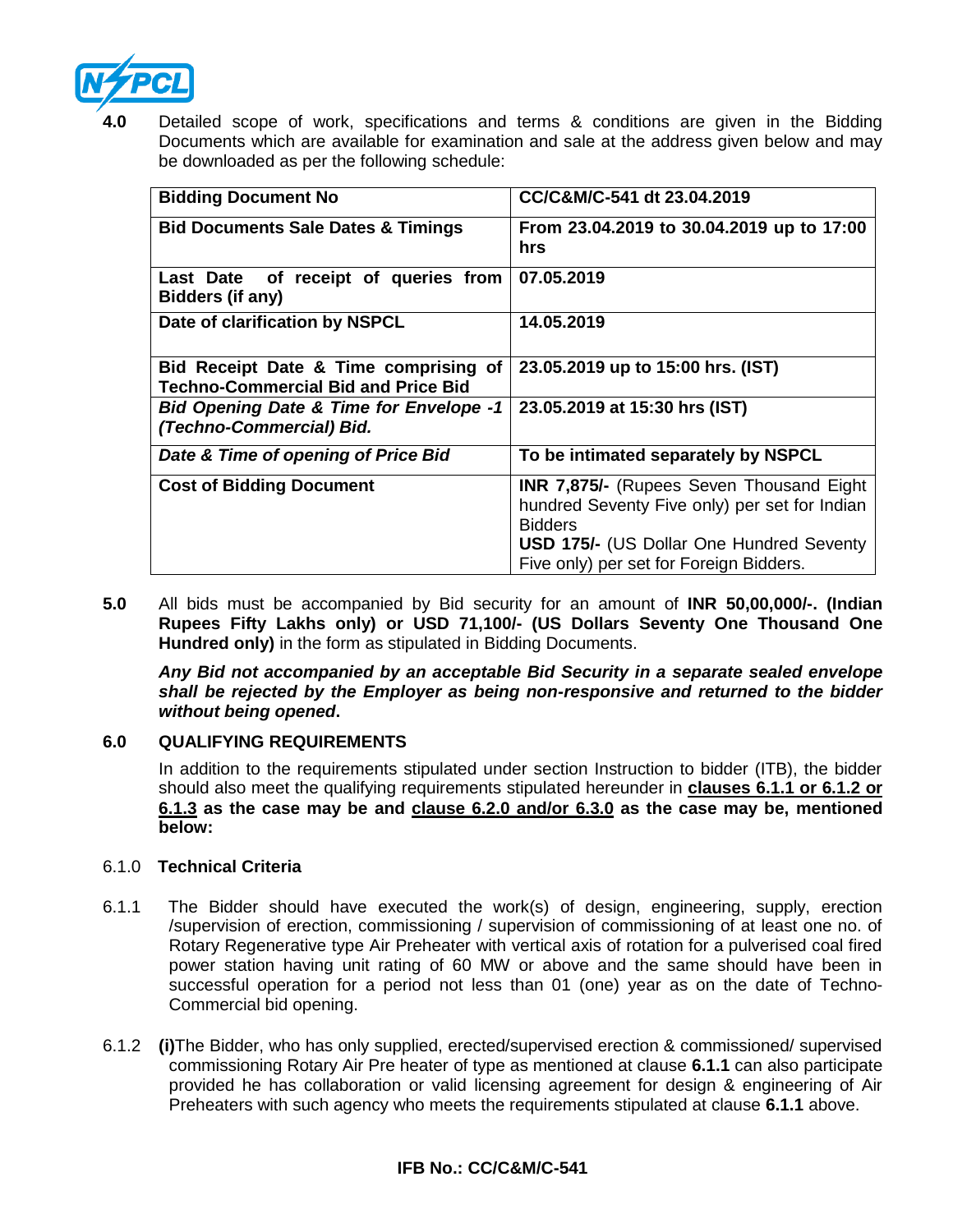**4.0** Detailed scope of work, specifications and terms & conditions are given in the Bidding Documents which are available for examination and sale at the address given below and may be downloaded as per the following schedule:

| | |
|---|---|
| **Bidding Document No** | **CC/C&M/C-541 dt 23.04.2019** |
| **Bid Documents Sale Dates & Timings** | **From 23.04.2019 to 30.04.2019 up to 17:00 hrs** |
| **Last Date of receipt of queries from Bidders (if any)** | **07.05.2019** |
| **Date of clarification by NSPCL** | **14.05.2019** |
| **Bid Receipt Date & Time comprising of Techno-Commercial Bid and Price Bid** | **23.05.2019 up to 15:00 hrs. (IST)** |
| ***Bid Opening Date & Time for Envelope -1 (Techno-Commercial) Bid.*** | **23.05.2019 at 15:30 hrs (IST)** |
| ***Date & Time of opening of Price Bid*** | **To be intimated separately by NSPCL** |
| **Cost of Bidding Document** | **INR 7,875/-** (Rupees Seven Thousand Eight hundred Seventy Five only) per set for Indian Bidders<br>**USD 175/-** (US Dollar One Hundred Seventy Five only) per set for Foreign Bidders. |

**5.0** All bids must be accompanied by Bid security for an amount of **INR 50,00,000/-. (Indian Rupees Fifty Lakhs only) or USD 71,100/- (US Dollars Seventy One Thousand One Hundred only)** in the form as stipulated in Bidding Documents.

***Any Bid not accompanied by an acceptable Bid Security in a separate sealed envelope shall be rejected by the Employer as being non-responsive and returned to the bidder without being opened*.**

## 6.0 QUALIFYING REQUIREMENTS

In addition to the requirements stipulated under section Instruction to bidder (ITB), the bidder should also meet the qualifying requirements stipulated hereunder in **clauses 6.1.1 or 6.1.2 or 6.1.3 as the case may be and clause 6.2.0 and/or 6.3.0 as the case may be, mentioned below:**

### 6.1.0 Technical Criteria

6.1.1 The Bidder should have executed the work(s) of design, engineering, supply, erection /supervision of erection, commissioning / supervision of commissioning of at least one no. of Rotary Regenerative type Air Preheater with vertical axis of rotation for a pulverised coal fired power station having unit rating of 60 MW or above and the same should have been in successful operation for a period not less than 01 (one) year as on the date of Techno-Commercial bid opening.

6.1.2 **(i)** The Bidder, who has only supplied, erected/supervised erection & commissioned/ supervised commissioning Rotary Air Pre heater of type as mentioned at clause **6.1.1** can also participate provided he has collaboration or valid licensing agreement for design & engineering of Air Preheaters with such agency who meets the requirements stipulated at clause **6.1.1** above.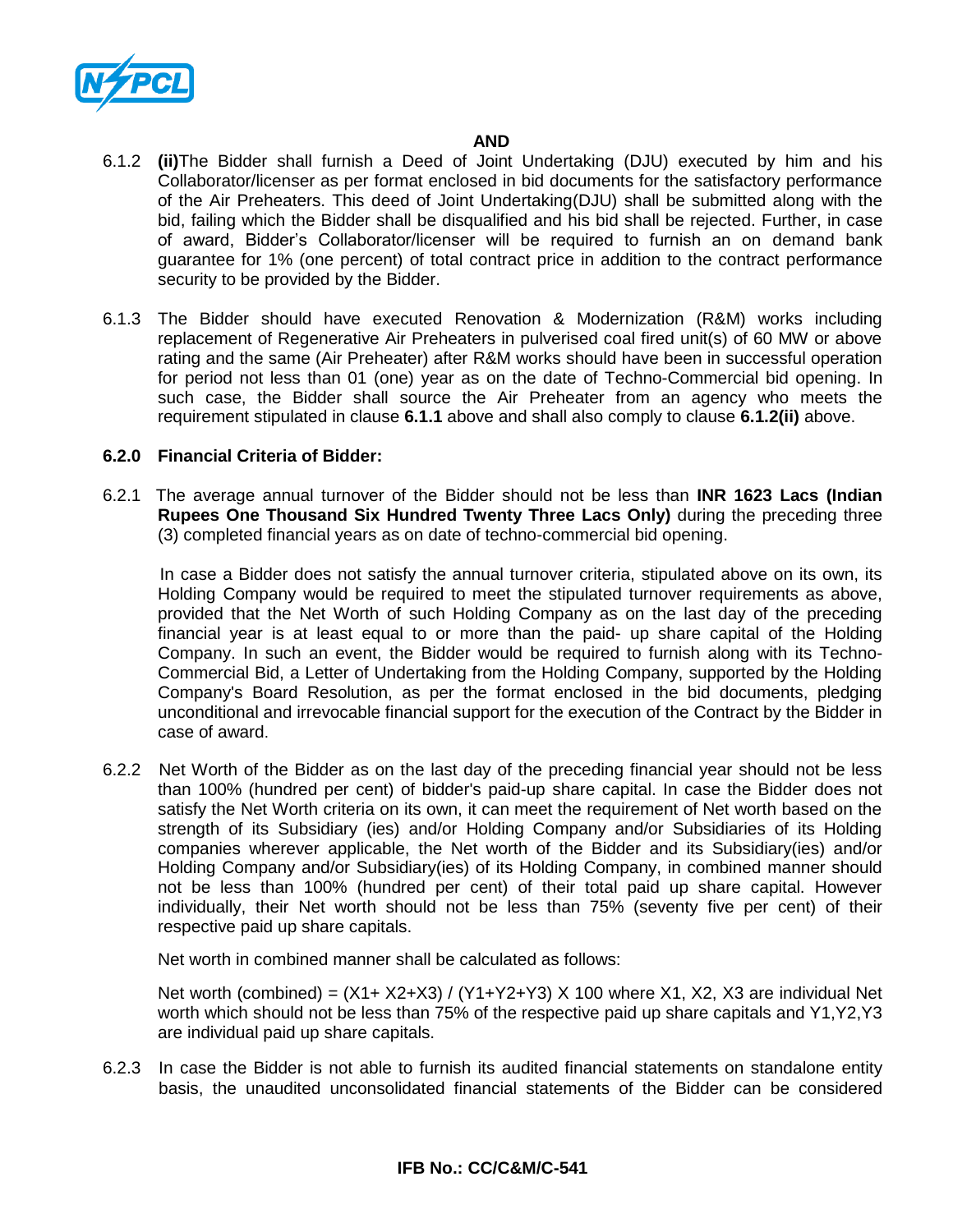**AND**

6.1.2 **(ii)**The Bidder shall furnish a Deed of Joint Undertaking (DJU) executed by him and his Collaborator/licenser as per format enclosed in bid documents for the satisfactory performance of the Air Preheaters. This deed of Joint Undertaking(DJU) shall be submitted along with the bid, failing which the Bidder shall be disqualified and his bid shall be rejected. Further, in case of award, Bidder's Collaborator/licenser will be required to furnish an on demand bank guarantee for 1% (one percent) of total contract price in addition to the contract performance security to be provided by the Bidder.

6.1.3 The Bidder should have executed Renovation & Modernization (R&M) works including replacement of Regenerative Air Preheaters in pulverised coal fired unit(s) of 60 MW or above rating and the same (Air Preheater) after R&M works should have been in successful operation for period not less than 01 (one) year as on the date of Techno-Commercial bid opening. In such case, the Bidder shall source the Air Preheater from an agency who meets the requirement stipulated in clause **6.1.1** above and shall also comply to clause **6.1.2(ii)** above.

**6.2.0 Financial Criteria of Bidder:**

6.2.1 The average annual turnover of the Bidder should not be less than **INR 1623 Lacs (Indian Rupees One Thousand Six Hundred Twenty Three Lacs Only)** during the preceding three (3) completed financial years as on date of techno-commercial bid opening.

In case a Bidder does not satisfy the annual turnover criteria, stipulated above on its own, its Holding Company would be required to meet the stipulated turnover requirements as above, provided that the Net Worth of such Holding Company as on the last day of the preceding financial year is at least equal to or more than the paid- up share capital of the Holding Company. In such an event, the Bidder would be required to furnish along with its Techno-Commercial Bid, a Letter of Undertaking from the Holding Company, supported by the Holding Company's Board Resolution, as per the format enclosed in the bid documents, pledging unconditional and irrevocable financial support for the execution of the Contract by the Bidder in case of award.

6.2.2 Net Worth of the Bidder as on the last day of the preceding financial year should not be less than 100% (hundred per cent) of bidder's paid-up share capital. In case the Bidder does not satisfy the Net Worth criteria on its own, it can meet the requirement of Net worth based on the strength of its Subsidiary (ies) and/or Holding Company and/or Subsidiaries of its Holding companies wherever applicable, the Net worth of the Bidder and its Subsidiary(ies) and/or Holding Company and/or Subsidiary(ies) of its Holding Company, in combined manner should not be less than 100% (hundred per cent) of their total paid up share capital. However individually, their Net worth should not be less than 75% (seventy five per cent) of their respective paid up share capitals.

Net worth in combined manner shall be calculated as follows:

Net worth (combined) = $(X1+X2+X3) / (Y1+Y2+Y3) \times 100$ where X1, X2, X3 are individual Net worth which should not be less than 75% of the respective paid up share capitals and Y1,Y2,Y3 are individual paid up share capitals.

6.2.3 In case the Bidder is not able to furnish its audited financial statements on standalone entity basis, the unaudited unconsolidated financial statements of the Bidder can be considered

IFB No.: CC/C&M/C-541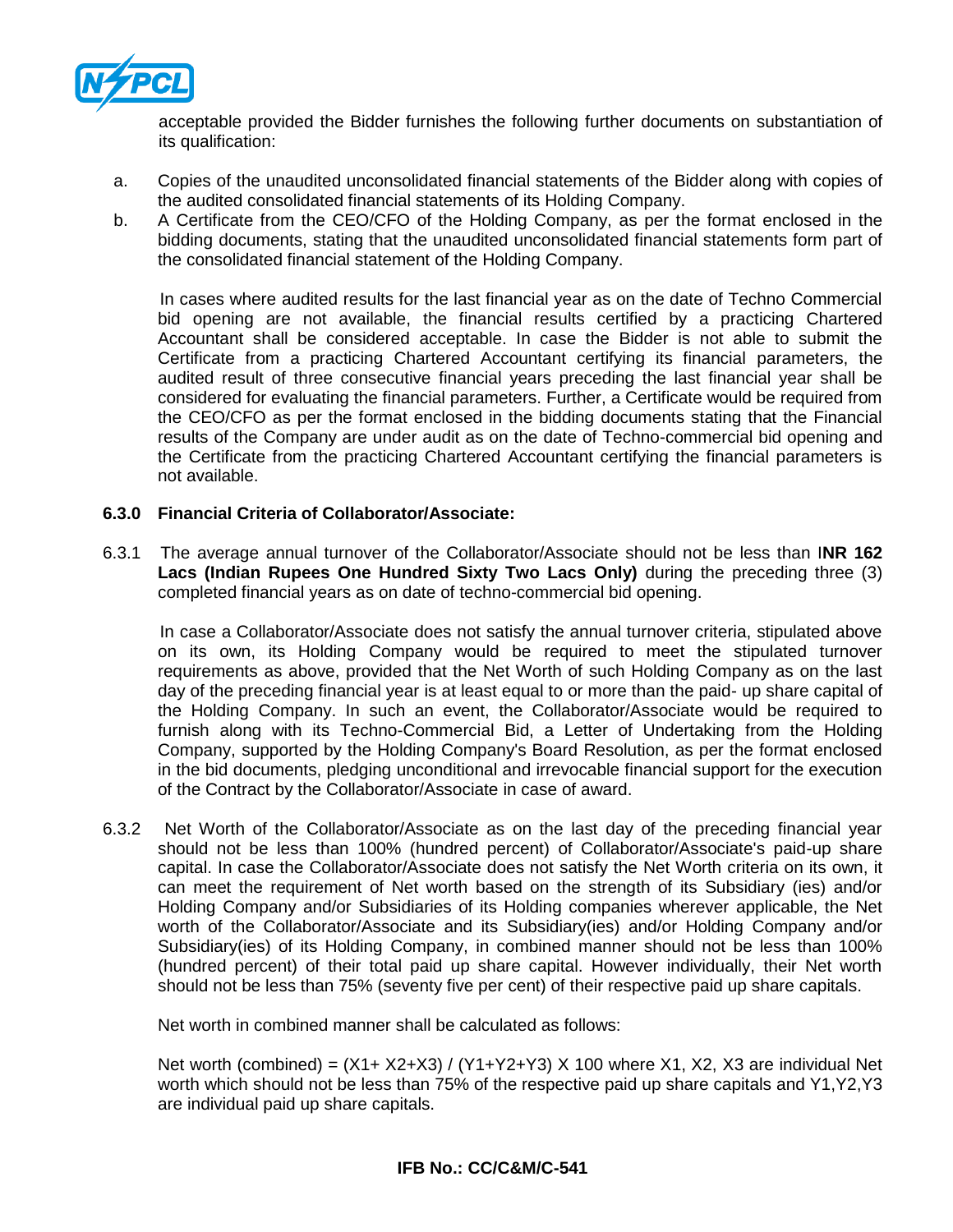acceptable provided the Bidder furnishes the following further documents on substantiation of its qualification:

a. Copies of the unaudited unconsolidated financial statements of the Bidder along with copies of the audited consolidated financial statements of its Holding Company.

b. A Certificate from the CEO/CFO of the Holding Company, as per the format enclosed in the bidding documents, stating that the unaudited unconsolidated financial statements form part of the consolidated financial statement of the Holding Company.

In cases where audited results for the last financial year as on the date of Techno Commercial bid opening are not available, the financial results certified by a practicing Chartered Accountant shall be considered acceptable. In case the Bidder is not able to submit the Certificate from a practicing Chartered Accountant certifying its financial parameters, the audited result of three consecutive financial years preceding the last financial year shall be considered for evaluating the financial parameters. Further, a Certificate would be required from the CEO/CFO as per the format enclosed in the bidding documents stating that the Financial results of the Company are under audit as on the date of Techno-commercial bid opening and the Certificate from the practicing Chartered Accountant certifying the financial parameters is not available.

**6.3.0 Financial Criteria of Collaborator/Associate:**

6.3.1 The average annual turnover of the Collaborator/Associate should not be less than I**NR 162 Lacs (Indian Rupees One Hundred Sixty Two Lacs Only)** during the preceding three (3) completed financial years as on date of techno-commercial bid opening.

In case a Collaborator/Associate does not satisfy the annual turnover criteria, stipulated above on its own, its Holding Company would be required to meet the stipulated turnover requirements as above, provided that the Net Worth of such Holding Company as on the last day of the preceding financial year is at least equal to or more than the paid- up share capital of the Holding Company. In such an event, the Collaborator/Associate would be required to furnish along with its Techno-Commercial Bid, a Letter of Undertaking from the Holding Company, supported by the Holding Company's Board Resolution, as per the format enclosed in the bid documents, pledging unconditional and irrevocable financial support for the execution of the Contract by the Collaborator/Associate in case of award.

6.3.2 Net Worth of the Collaborator/Associate as on the last day of the preceding financial year should not be less than 100% (hundred percent) of Collaborator/Associate's paid-up share capital. In case the Collaborator/Associate does not satisfy the Net Worth criteria on its own, it can meet the requirement of Net worth based on the strength of its Subsidiary (ies) and/or Holding Company and/or Subsidiaries of its Holding companies wherever applicable, the Net worth of the Collaborator/Associate and its Subsidiary(ies) and/or Holding Company and/or Subsidiary(ies) of its Holding Company, in combined manner should not be less than 100% (hundred percent) of their total paid up share capital. However individually, their Net worth should not be less than 75% (seventy five per cent) of their respective paid up share capitals.

Net worth in combined manner shall be calculated as follows:

Net worth (combined) = $(X1+X2+X3) / (Y1+Y2+Y3) \times 100$ where X1, X2, X3 are individual Net worth which should not be less than 75% of the respective paid up share capitals and Y1,Y2,Y3 are individual paid up share capitals.

**IFB No.: CC/C&M/C-541**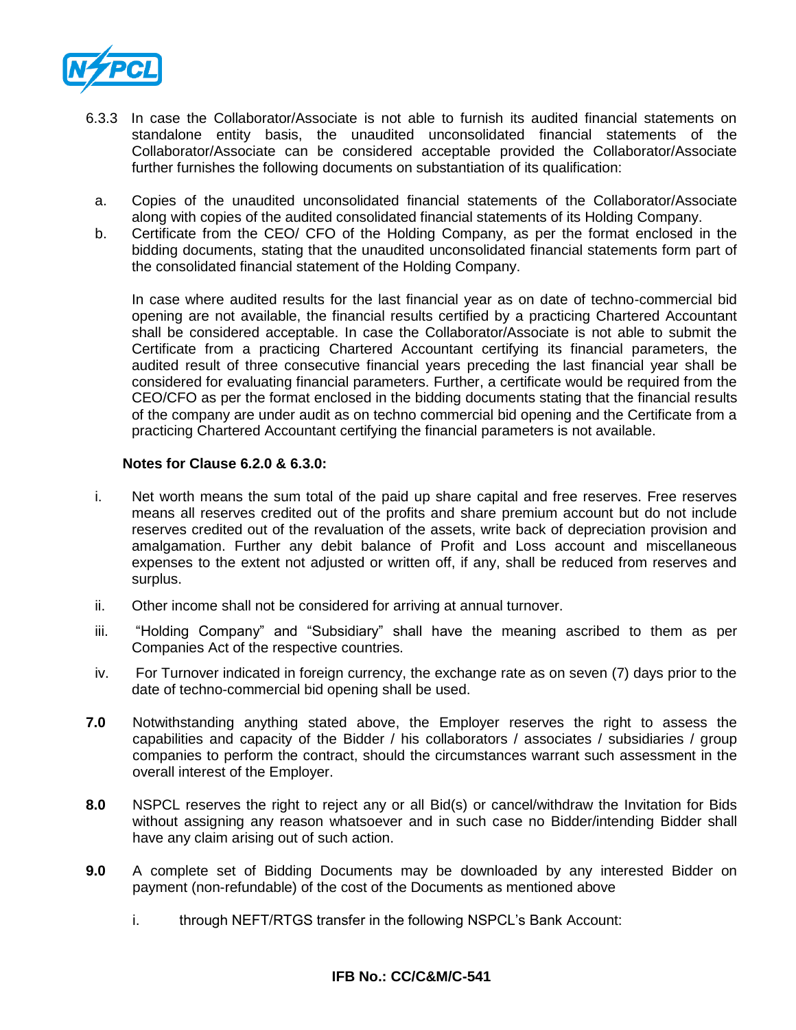6.3.3 In case the Collaborator/Associate is not able to furnish its audited financial statements on standalone entity basis, the unaudited unconsolidated financial statements of the Collaborator/Associate can be considered acceptable provided the Collaborator/Associate further furnishes the following documents on substantiation of its qualification:

a. Copies of the unaudited unconsolidated financial statements of the Collaborator/Associate along with copies of the audited consolidated financial statements of its Holding Company.

b. Certificate from the CEO/ CFO of the Holding Company, as per the format enclosed in the bidding documents, stating that the unaudited unconsolidated financial statements form part of the consolidated financial statement of the Holding Company.

In case where audited results for the last financial year as on date of techno-commercial bid opening are not available, the financial results certified by a practicing Chartered Accountant shall be considered acceptable. In case the Collaborator/Associate is not able to submit the Certificate from a practicing Chartered Accountant certifying its financial parameters, the audited result of three consecutive financial years preceding the last financial year shall be considered for evaluating financial parameters. Further, a certificate would be required from the CEO/CFO as per the format enclosed in the bidding documents stating that the financial results of the company are under audit as on techno commercial bid opening and the Certificate from a practicing Chartered Accountant certifying the financial parameters is not available.

**Notes for Clause 6.2.0 & 6.3.0:**

i. Net worth means the sum total of the paid up share capital and free reserves. Free reserves means all reserves credited out of the profits and share premium account but do not include reserves credited out of the revaluation of the assets, write back of depreciation provision and amalgamation. Further any debit balance of Profit and Loss account and miscellaneous expenses to the extent not adjusted or written off, if any, shall be reduced from reserves and surplus.

ii. Other income shall not be considered for arriving at annual turnover.

iii. "Holding Company" and "Subsidiary" shall have the meaning ascribed to them as per Companies Act of the respective countries.

iv. For Turnover indicated in foreign currency, the exchange rate as on seven (7) days prior to the date of techno-commercial bid opening shall be used.

**7.0** Notwithstanding anything stated above, the Employer reserves the right to assess the capabilities and capacity of the Bidder / his collaborators / associates / subsidiaries / group companies to perform the contract, should the circumstances warrant such assessment in the overall interest of the Employer.

**8.0** NSPCL reserves the right to reject any or all Bid(s) or cancel/withdraw the Invitation for Bids without assigning any reason whatsoever and in such case no Bidder/intending Bidder shall have any claim arising out of such action.

**9.0** A complete set of Bidding Documents may be downloaded by any interested Bidder on payment (non-refundable) of the cost of the Documents as mentioned above

i. through NEFT/RTGS transfer in the following NSPCL's Bank Account: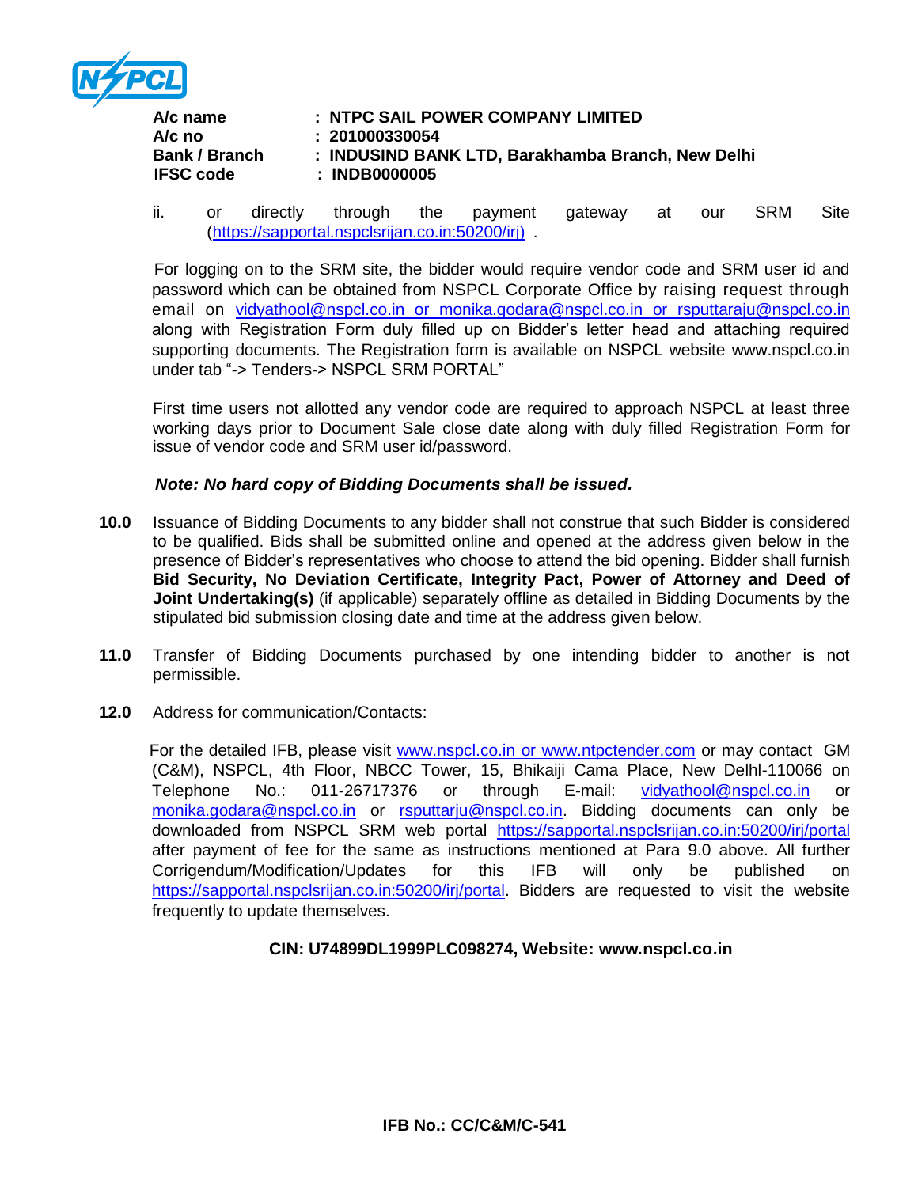| | |
|---|---|
| **A/c name** | **: NTPC SAIL POWER COMPANY LIMITED** |
| **A/c no** | **: 201000330054** |
| **Bank / Branch** | **: INDUSIND BANK LTD, Barakhamba Branch, New Delhi** |
| **IFSC code** | **: INDB0000005** |

ii. or directly through the payment gateway at our SRM Site (https://sapportal.nspclsrijan.co.in:50200/irj) .

For logging on to the SRM site, the bidder would require vendor code and SRM user id and password which can be obtained from NSPCL Corporate Office by raising request through email on vidyathool@nspcl.co.in or monika.godara@nspcl.co.in or rsputtaraju@nspcl.co.in along with Registration Form duly filled up on Bidder's letter head and attaching required supporting documents. The Registration form is available on NSPCL website www.nspcl.co.in under tab "-> Tenders-> NSPCL SRM PORTAL"

First time users not allotted any vendor code are required to approach NSPCL at least three working days prior to Document Sale close date along with duly filled Registration Form for issue of vendor code and SRM user id/password.

***Note: No hard copy of Bidding Documents shall be issued.***

**10.0** Issuance of Bidding Documents to any bidder shall not construe that such Bidder is considered to be qualified. Bids shall be submitted online and opened at the address given below in the presence of Bidder's representatives who choose to attend the bid opening. Bidder shall furnish **Bid Security, No Deviation Certificate, Integrity Pact, Power of Attorney and Deed of Joint Undertaking(s)** (if applicable) separately offline as detailed in Bidding Documents by the stipulated bid submission closing date and time at the address given below.

**11.0** Transfer of Bidding Documents purchased by one intending bidder to another is not permissible.

**12.0** Address for communication/Contacts:

For the detailed IFB, please visit www.nspcl.co.in or www.ntpctender.com or may contact GM (C&M), NSPCL, 4th Floor, NBCC Tower, 15, Bhikaiji Cama Place, New Delhl-110066 on Telephone No.: 011-26717376 or through E-mail: vidyathool@nspcl.co.in or monika.godara@nspcl.co.in or rsputtarju@nspcl.co.in. Bidding documents can only be downloaded from NSPCL SRM web portal https://sapportal.nspclsrijan.co.in:50200/irj/portal after payment of fee for the same as instructions mentioned at Para 9.0 above. All further Corrigendum/Modification/Updates for this IFB will only be published on https://sapportal.nspclsrijan.co.in:50200/irj/portal. Bidders are requested to visit the website frequently to update themselves.

**CIN: U74899DL1999PLC098274, Website: www.nspcl.co.in**

**IFB No.: CC/C&M/C-541**